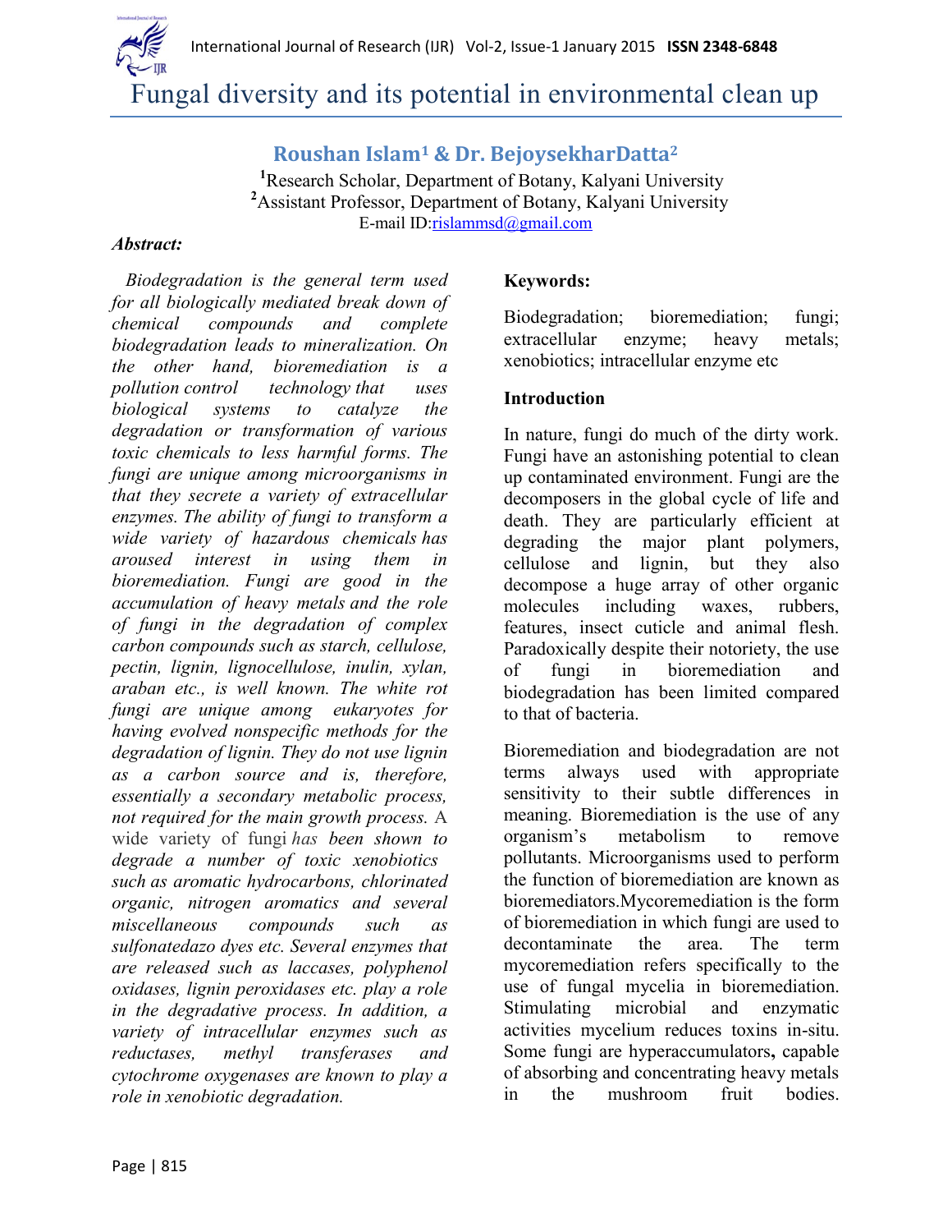# Fungal diversity and its potential in environmental clean up

**Roushan Islam[1] & Dr. BejoysekharDatta[2]**

[1]Research Scholar, Department of Botany, Kalyani University
[2]Assistant Professor, Department of Botany, Kalyani University
E-mail ID:rislammsd@gmail.com

***Abstract:***

*Biodegradation is the general term used for all biologically mediated break down of chemical compounds and complete biodegradation leads to mineralization. On the other hand, bioremediation is a pollution control technology that uses biological systems to catalyze the degradation or transformation of various toxic chemicals to less harmful forms. The fungi are unique among microorganisms in that they secrete a variety of extracellular enzymes. The ability of fungi to transform a wide variety of hazardous chemicals has aroused interest in using them in bioremediation. Fungi are good in the accumulation of heavy metals and the role of fungi in the degradation of complex carbon compounds such as starch, cellulose, pectin, lignin, lignocellulose, inulin, xylan, araban etc., is well known. The white rot fungi are unique among eukaryotes for having evolved nonspecific methods for the degradation of lignin. They do not use lignin as a carbon source and is, therefore, essentially a secondary metabolic process, not required for the main growth process.* A wide variety of fungi *has been shown to degrade a number of toxic xenobiotics such as aromatic hydrocarbons, chlorinated organic, nitrogen aromatics and several miscellaneous compounds such as sulfonatedazo dyes etc. Several enzymes that are released such as laccases, polyphenol oxidases, lignin peroxidases etc. play a role in the degradative process. In addition, a variety of intracellular enzymes such as reductases, methyl transferases and cytochrome oxygenases are known to play a role in xenobiotic degradation.*

**Keywords:**

Biodegradation; bioremediation; fungi; extracellular enzyme; heavy metals; xenobiotics; intracellular enzyme etc

**Introduction**

In nature, fungi do much of the dirty work. Fungi have an astonishing potential to clean up contaminated environment. Fungi are the decomposers in the global cycle of life and death. They are particularly efficient at degrading the major plant polymers, cellulose and lignin, but they also decompose a huge array of other organic molecules including waxes, rubbers, features, insect cuticle and animal flesh. Paradoxically despite their notoriety, the use of fungi in bioremediation and biodegradation has been limited compared to that of bacteria.

Bioremediation and biodegradation are not terms always used with appropriate sensitivity to their subtle differences in meaning. Bioremediation is the use of any organism's metabolism to remove pollutants. Microorganisms used to perform the function of bioremediation are known as bioremediators.Mycoremediation is the form of bioremediation in which fungi are used to decontaminate the area. The term mycoremediation refers specifically to the use of fungal mycelia in bioremediation. Stimulating microbial and enzymatic activities mycelium reduces toxins in-situ. Some fungi are hyperaccumulators**,** capable of absorbing and concentrating heavy metals in the mushroom fruit bodies.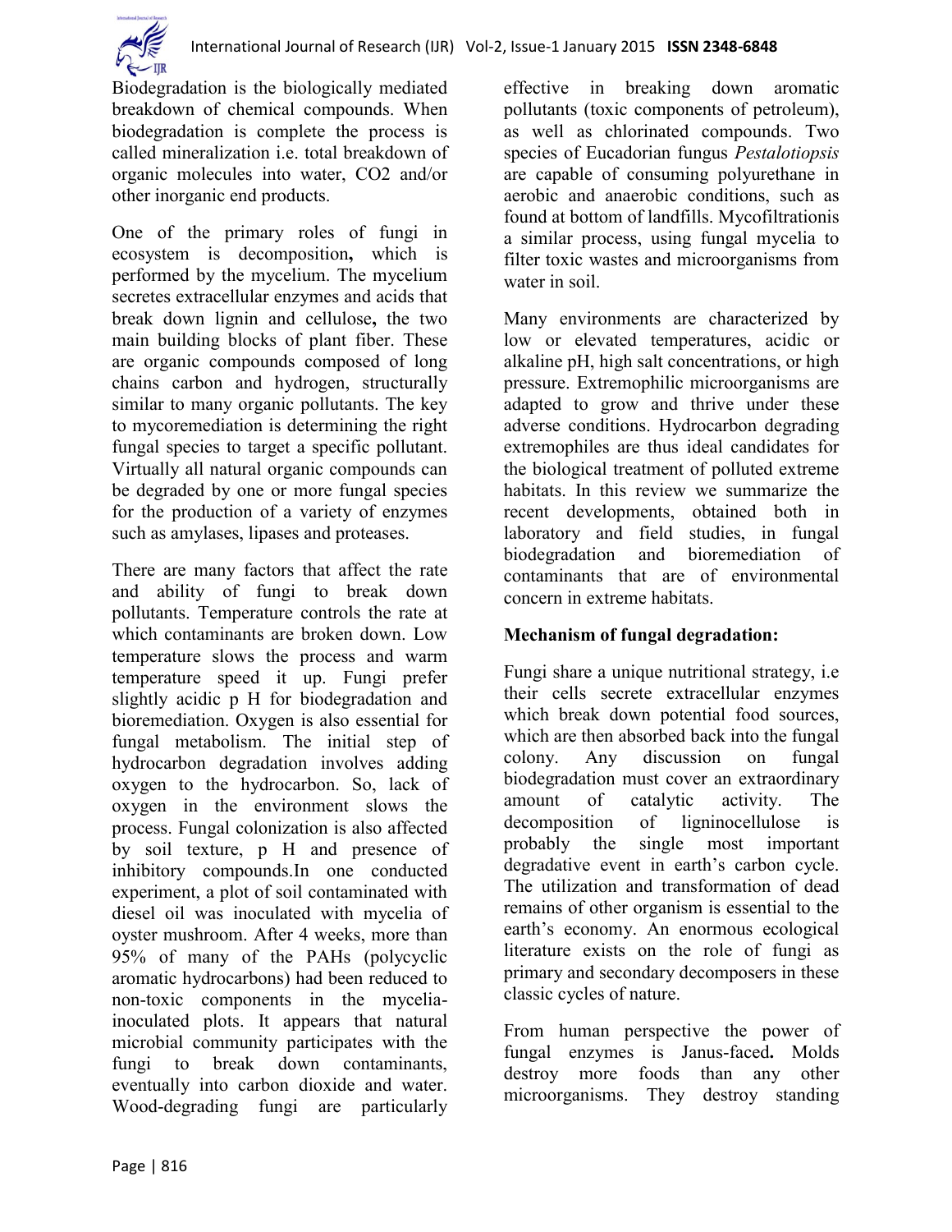Biodegradation is the biologically mediated breakdown of chemical compounds. When biodegradation is complete the process is called mineralization i.e. total breakdown of organic molecules into water, $CO_2$ and/or other inorganic end products.

One of the primary roles of fungi in ecosystem is decomposition**,** which is performed by the mycelium. The mycelium secretes extracellular enzymes and acids that break down lignin and cellulose**,** the two main building blocks of plant fiber. These are organic compounds composed of long chains carbon and hydrogen, structurally similar to many organic pollutants. The key to mycoremediation is determining the right fungal species to target a specific pollutant. Virtually all natural organic compounds can be degraded by one or more fungal species for the production of a variety of enzymes such as amylases, lipases and proteases.

There are many factors that affect the rate and ability of fungi to break down pollutants. Temperature controls the rate at which contaminants are broken down. Low temperature slows the process and warm temperature speed it up. Fungi prefer slightly acidic p H for biodegradation and bioremediation. Oxygen is also essential for fungal metabolism. The initial step of hydrocarbon degradation involves adding oxygen to the hydrocarbon. So, lack of oxygen in the environment slows the process. Fungal colonization is also affected by soil texture, p H and presence of inhibitory compounds.In one conducted experiment, a plot of soil contaminated with diesel oil was inoculated with mycelia of oyster mushroom. After 4 weeks, more than 95% of many of the PAHs (polycyclic aromatic hydrocarbons) had been reduced to non-toxic components in the mycelia-inoculated plots. It appears that natural microbial community participates with the fungi to break down contaminants, eventually into carbon dioxide and water. Wood-degrading fungi are particularly effective in breaking down aromatic pollutants (toxic components of petroleum), as well as chlorinated compounds. Two species of Eucadorian fungus *Pestalotiopsis* are capable of consuming polyurethane in aerobic and anaerobic conditions, such as found at bottom of landfills. Mycofiltrationis a similar process, using fungal mycelia to filter toxic wastes and microorganisms from water in soil.

Many environments are characterized by low or elevated temperatures, acidic or alkaline pH, high salt concentrations, or high pressure. Extremophilic microorganisms are adapted to grow and thrive under these adverse conditions. Hydrocarbon degrading extremophiles are thus ideal candidates for the biological treatment of polluted extreme habitats. In this review we summarize the recent developments, obtained both in laboratory and field studies, in fungal biodegradation and bioremediation of contaminants that are of environmental concern in extreme habitats.

**Mechanism of fungal degradation:**

Fungi share a unique nutritional strategy, i.e their cells secrete extracellular enzymes which break down potential food sources, which are then absorbed back into the fungal colony. Any discussion on fungal biodegradation must cover an extraordinary amount of catalytic activity. The decomposition of ligninocellulose is probably the single most important degradative event in earth's carbon cycle. The utilization and transformation of dead remains of other organism is essential to the earth's economy. An enormous ecological literature exists on the role of fungi as primary and secondary decomposers in these classic cycles of nature.

From human perspective the power of fungal enzymes is Janus-faced**.** Molds destroy more foods than any other microorganisms. They destroy standing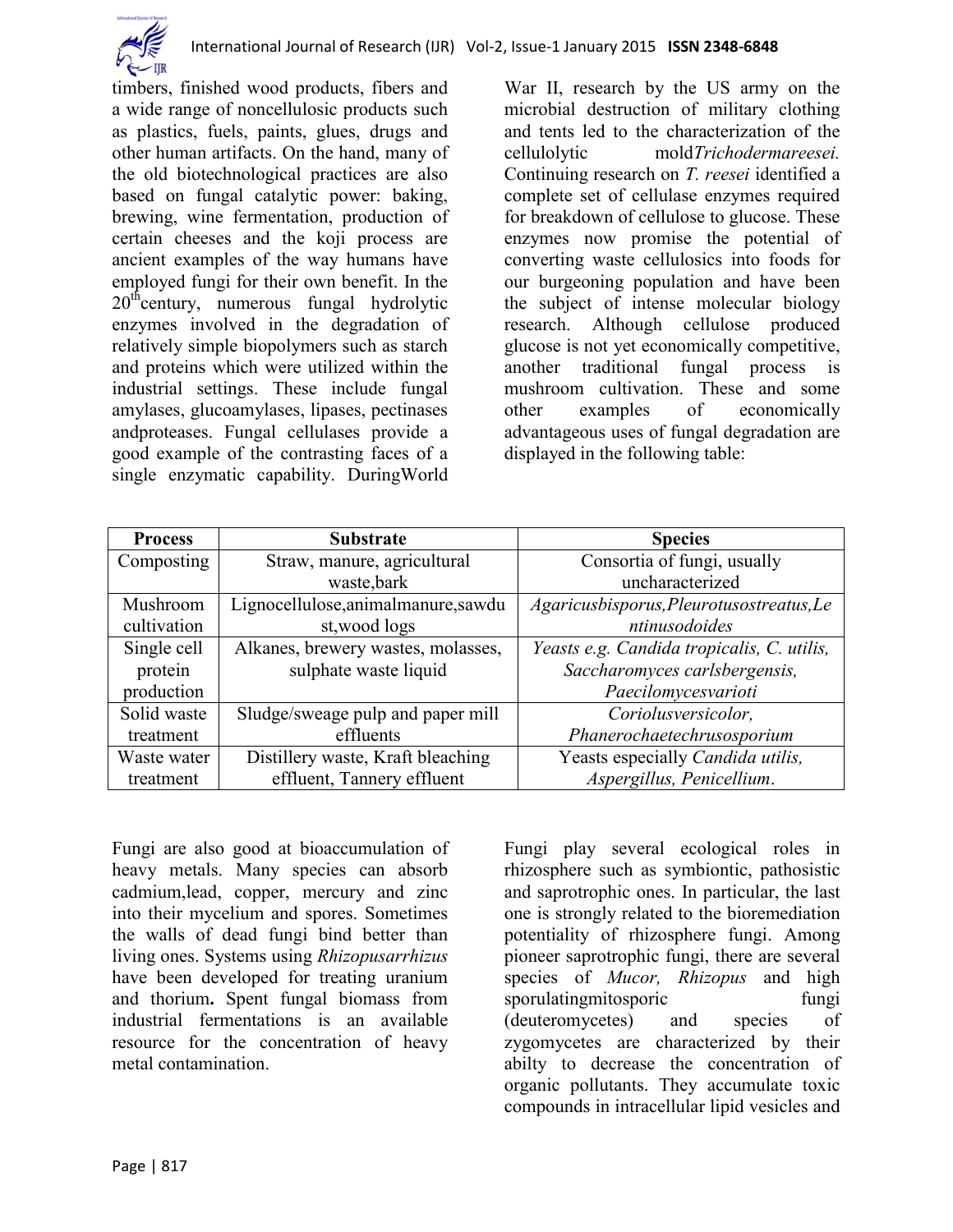timbers, finished wood products, fibers and a wide range of noncellulosic products such as plastics, fuels, paints, glues, drugs and other human artifacts. On the hand, many of the old biotechnological practices are also based on fungal catalytic power: baking, brewing, wine fermentation, production of certain cheeses and the koji process are ancient examples of the way humans have employed fungi for their own benefit. In the 20[th]century, numerous fungal hydrolytic enzymes involved in the degradation of relatively simple biopolymers such as starch and proteins which were utilized within the industrial settings. These include fungal amylases, glucoamylases, lipases, pectinases andproteases. Fungal cellulases provide a good example of the contrasting faces of a single enzymatic capability. DuringWorld War II, research by the US army on the microbial destruction of military clothing and tents led to the characterization of the cellulolytic mold*Trichodermareesei.* Continuing research on *T. reesei* identified a complete set of cellulase enzymes required for breakdown of cellulose to glucose. These enzymes now promise the potential of converting waste cellulosics into foods for our burgeoning population and have been the subject of intense molecular biology research. Although cellulose produced glucose is not yet economically competitive, another traditional fungal process is mushroom cultivation. These and some other examples of economically advantageous uses of fungal degradation are displayed in the following table:

| Process | Substrate | Species |
|---|---|---|
| Composting | Straw, manure, agricultural waste,bark | Consortia of fungi, usually uncharacterized |
| Mushroom cultivation | Lignocellulose,animalmanure,sawdust,wood logs | *Agaricusbisporus,Pleurotusostreatus,Lentinusodoides* |
| Single cell protein production | Alkanes, brewery wastes, molasses, sulphate waste liquid | *Yeasts e.g. Candida tropicalis, C. utilis, Saccharomyces carlsbergensis, Paecilomycesvarioti* |
| Solid waste treatment | Sludge/sweage pulp and paper mill effluents | *Coriolusversicolor, Phanerochaetechrusosporium* |
| Waste water treatment | Distillery waste, Kraft bleaching effluent, Tannery effluent | Yeasts especially *Candida utilis, Aspergillus, Penicellium*. |

Fungi are also good at bioaccumulation of heavy metals. Many species can absorb cadmium,lead, copper, mercury and zinc into their mycelium and spores. Sometimes the walls of dead fungi bind better than living ones. Systems using *Rhizopusarrhizus* have been developed for treating uranium and thorium**.** Spent fungal biomass from industrial fermentations is an available resource for the concentration of heavy metal contamination.

Fungi play several ecological roles in rhizosphere such as symbiontic, pathosistic and saprotrophic ones. In particular, the last one is strongly related to the bioremediation potentiality of rhizosphere fungi. Among pioneer saprotrophic fungi, there are several species of *Mucor, Rhizopus* and high sporulatingmitosporic fungi (deuteromycetes) and species of zygomycetes are characterized by their abilty to decrease the concentration of organic pollutants. They accumulate toxic compounds in intracellular lipid vesicles and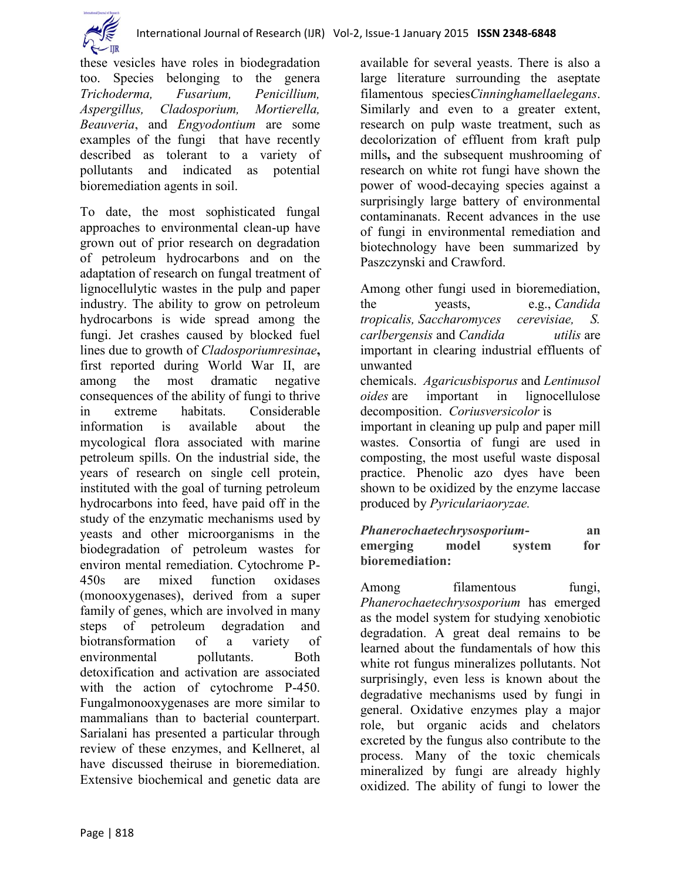these vesicles have roles in biodegradation too. Species belonging to the genera *Trichoderma, Fusarium, Penicillium, Aspergillus, Cladosporium, Mortierella, Beauveria*, and *Engyodontium* are some examples of the fungi that have recently described as tolerant to a variety of pollutants and indicated as potential bioremediation agents in soil.

To date, the most sophisticated fungal approaches to environmental clean-up have grown out of prior research on degradation of petroleum hydrocarbons and on the adaptation of research on fungal treatment of lignocellulytic wastes in the pulp and paper industry. The ability to grow on petroleum hydrocarbons is wide spread among the fungi. Jet crashes caused by blocked fuel lines due to growth of *Cladosporiumresinae*, first reported during World War II, are among the most dramatic negative consequences of the ability of fungi to thrive in extreme habitats. Considerable information is available about the mycological flora associated with marine petroleum spills. On the industrial side, the years of research on single cell protein, instituted with the goal of turning petroleum hydrocarbons into feed, have paid off in the study of the enzymatic mechanisms used by yeasts and other microorganisms in the biodegradation of petroleum wastes for environ mental remediation. Cytochrome P-450s are mixed function oxidases (monooxygenases), derived from a super family of genes, which are involved in many steps of petroleum degradation and biotransformation of a variety of environmental pollutants. Both detoxification and activation are associated with the action of cytochrome P-450. Fungalmonooxygenases are more similar to mammalians than to bacterial counterpart. Sarialani has presented a particular through review of these enzymes, and Kellneret, al have discussed theiruse in bioremediation. Extensive biochemical and genetic data are available for several yeasts. There is also a large literature surrounding the aseptate filamentous species*Cinninghamellaelegans*. Similarly and even to a greater extent, research on pulp waste treatment, such as decolorization of effluent from kraft pulp mills**,** and the subsequent mushrooming of research on white rot fungi have shown the power of wood-decaying species against a surprisingly large battery of environmental contaminanats. Recent advances in the use of fungi in environmental remediation and biotechnology have been summarized by Paszczynski and Crawford.

Among other fungi used in bioremediation, the yeasts, e.g., *Candida tropicalis, Saccharomyces cerevisiae, S. carlbergensis* and *Candida utilis* are important in clearing industrial effluents of unwanted chemicals. *Agaricusbisporus* and *Lentinusol oides* are important in lignocellulose decomposition. *Coriusversicolor* is important in cleaning up pulp and paper mill wastes. Consortia of fungi are used in composting, the most useful waste disposal practice. Phenolic azo dyes have been shown to be oxidized by the enzyme laccase produced by *Pyriculariaoryzae.*

### *Phanerochaetechrysosporium*- an emerging model system for bioremediation:

Among filamentous fungi, *Phanerochaetechrysosporium* has emerged as the model system for studying xenobiotic degradation. A great deal remains to be learned about the fundamentals of how this white rot fungus mineralizes pollutants. Not surprisingly, even less is known about the degradative mechanisms used by fungi in general. Oxidative enzymes play a major role, but organic acids and chelators excreted by the fungus also contribute to the process. Many of the toxic chemicals mineralized by fungi are already highly oxidized. The ability of fungi to lower the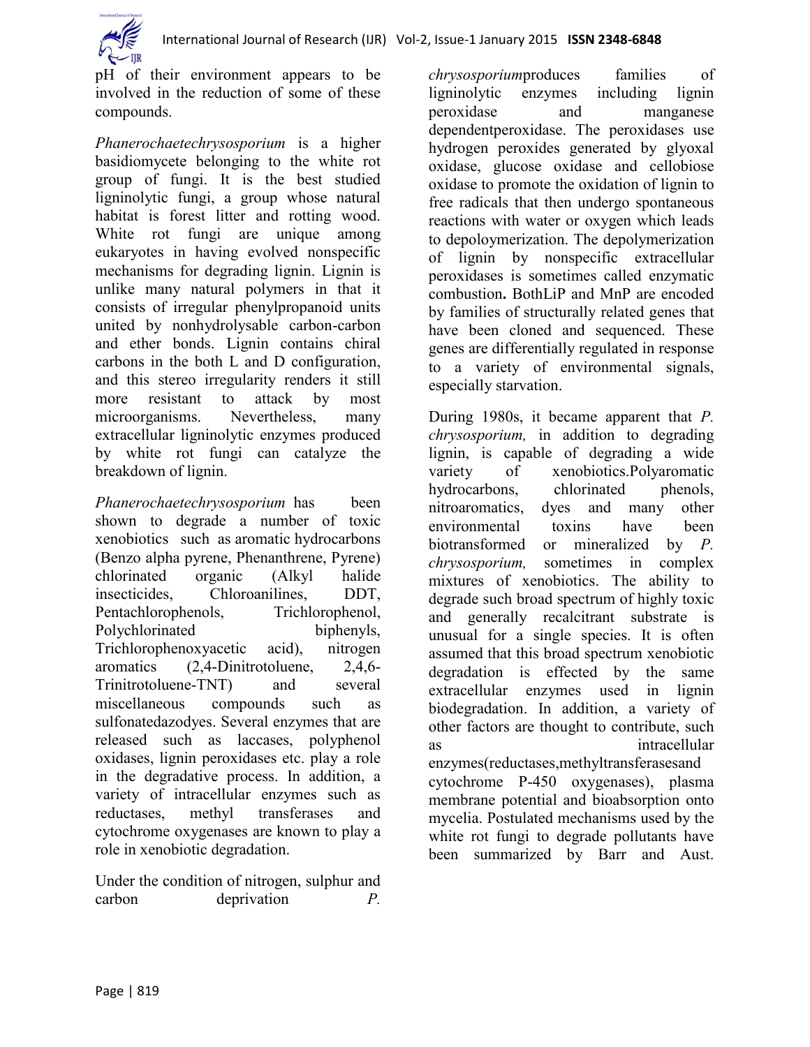pH of their environment appears to be involved in the reduction of some of these compounds.

*Phanerochaetechrysosporium* is a higher basidiomycete belonging to the white rot group of fungi. It is the best studied ligninolytic fungi, a group whose natural habitat is forest litter and rotting wood. White rot fungi are unique among eukaryotes in having evolved nonspecific mechanisms for degrading lignin. Lignin is unlike many natural polymers in that it consists of irregular phenylpropanoid units united by nonhydrolysable carbon-carbon and ether bonds. Lignin contains chiral carbons in the both L and D configuration, and this stereo irregularity renders it still more resistant to attack by most microorganisms. Nevertheless, many extracellular ligninolytic enzymes produced by white rot fungi can catalyze the breakdown of lignin.

*Phanerochaetechrysosporium* has been shown to degrade a number of toxic xenobiotics such as aromatic hydrocarbons (Benzo alpha pyrene, Phenanthrene, Pyrene) chlorinated organic (Alkyl halide insecticides, Chloroanilines, DDT, Pentachlorophenols, Trichlorophenol, Polychlorinated biphenyls, Trichlorophenoxyacetic acid), nitrogen aromatics (2,4-Dinitrotoluene, 2,4,6-Trinitrotoluene-TNT) and several miscellaneous compounds such as sulfonatedazodyes. Several enzymes that are released such as laccases, polyphenol oxidases, lignin peroxidases etc. play a role in the degradative process. In addition, a variety of intracellular enzymes such as reductases, methyl transferases and cytochrome oxygenases are known to play a role in xenobiotic degradation.

Under the condition of nitrogen, sulphur and carbon deprivation *P. chrysosporium*produces families of ligninolytic enzymes including lignin peroxidase and manganese dependentperoxidase. The peroxidases use hydrogen peroxides generated by glyoxal oxidase, glucose oxidase and cellobiose oxidase to promote the oxidation of lignin to free radicals that then undergo spontaneous reactions with water or oxygen which leads to depoloymerization. The depolymerization of lignin by nonspecific extracellular peroxidases is sometimes called enzymatic combustion**.** BothLiP and MnP are encoded by families of structurally related genes that have been cloned and sequenced. These genes are differentially regulated in response to a variety of environmental signals, especially starvation.

During 1980s, it became apparent that *P. chrysosporium,* in addition to degrading lignin, is capable of degrading a wide variety of xenobiotics.Polyaromatic hydrocarbons, chlorinated phenols, nitroaromatics, dyes and many other environmental toxins have been biotransformed or mineralized by *P. chrysosporium,* sometimes in complex mixtures of xenobiotics. The ability to degrade such broad spectrum of highly toxic and generally recalcitrant substrate is unusual for a single species. It is often assumed that this broad spectrum xenobiotic degradation is effected by the same extracellular enzymes used in lignin biodegradation. In addition, a variety of other factors are thought to contribute, such as intracellular enzymes(reductases,methyltransferasesand cytochrome P-450 oxygenases), plasma membrane potential and bioabsorption onto mycelia. Postulated mechanisms used by the white rot fungi to degrade pollutants have been summarized by Barr and Aust.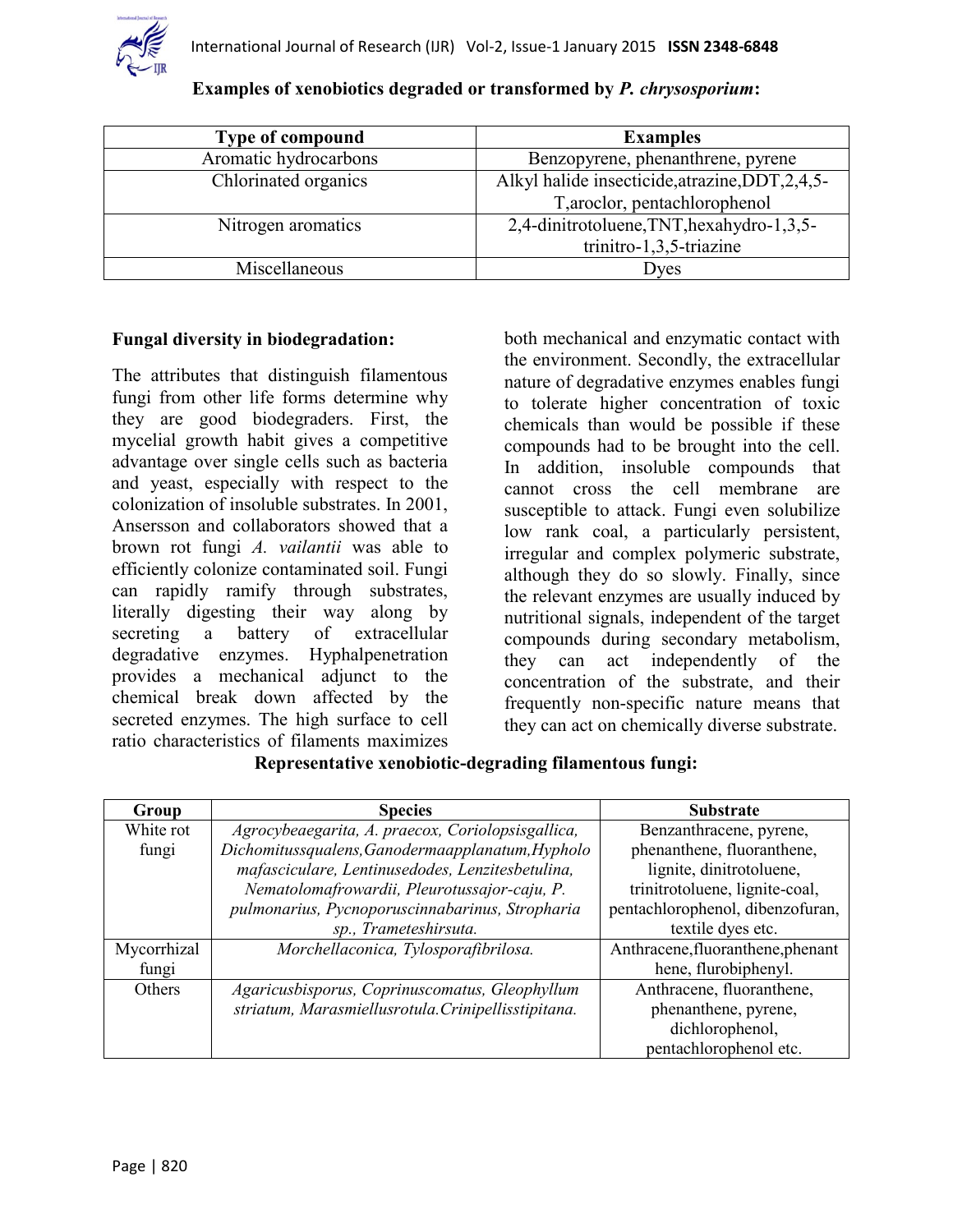**Examples of xenobiotics degraded or transformed by *P. chrysosporium*:**

| Type of compound | Examples |
|---|---|
| Aromatic hydrocarbons | Benzopyrene, phenanthrene, pyrene |
| Chlorinated organics | Alkyl halide insecticide,atrazine,DDT,2,4,5-T,aroclor, pentachlorophenol |
| Nitrogen aromatics | 2,4-dinitrotoluene,TNT,hexahydro-1,3,5-trinitro-1,3,5-triazine |
| Miscellaneous | Dyes |

**Fungal diversity in biodegradation:**

The attributes that distinguish filamentous fungi from other life forms determine why they are good biodegraders. First, the mycelial growth habit gives a competitive advantage over single cells such as bacteria and yeast, especially with respect to the colonization of insoluble substrates. In 2001, Ansersson and collaborators showed that a brown rot fungi *A. vailantii* was able to efficiently colonize contaminated soil. Fungi can rapidly ramify through substrates, literally digesting their way along by secreting a battery of extracellular degradative enzymes. Hyphalpenetration provides a mechanical adjunct to the chemical break down affected by the secreted enzymes. The high surface to cell ratio characteristics of filaments maximizes both mechanical and enzymatic contact with the environment. Secondly, the extracellular nature of degradative enzymes enables fungi to tolerate higher concentration of toxic chemicals than would be possible if these compounds had to be brought into the cell. In addition, insoluble compounds that cannot cross the cell membrane are susceptible to attack. Fungi even solubilize low rank coal, a particularly persistent, irregular and complex polymeric substrate, although they do so slowly. Finally, since the relevant enzymes are usually induced by nutritional signals, independent of the target compounds during secondary metabolism, they can act independently of the concentration of the substrate, and their frequently non-specific nature means that they can act on chemically diverse substrate.

**Representative xenobiotic-degrading filamentous fungi:**

| Group | Species | Substrate |
|---|---|---|
| White rot fungi | *Agrocybeaegarita, A. praecox, Coriolopsisgallica, Dichomitussqualens,Ganodermaapplanatum,Hypholomafasciculare, Lentinusedodes, Lenzitesbetulina, Nematolomafrowardii, Pleurotussajor-caju, P. pulmonarius, Pycnoporuscinnabarinus, Stropharia sp., Trameteshirsuta.* | Benzanthracene, pyrene, phenanthene, fluoranthene, lignite, dinitrotoluene, trinitrotoluene, lignite-coal, pentachlorophenol, dibenzofuran, textile dyes etc. |
| Mycorrhizal fungi | *Morchellaconica, Tylosporafibrilosa.* | Anthracene,fluoranthene,phenanthene, flurobiphenyl. |
| Others | *Agaricusbisporus, Coprinuscomatus, Gleophyllum striatum, Marasmiellusrotula.Crinipellisstipitana.* | Anthracene, fluoranthene, phenanthene, pyrene, dichlorophenol, pentachlorophenol etc. |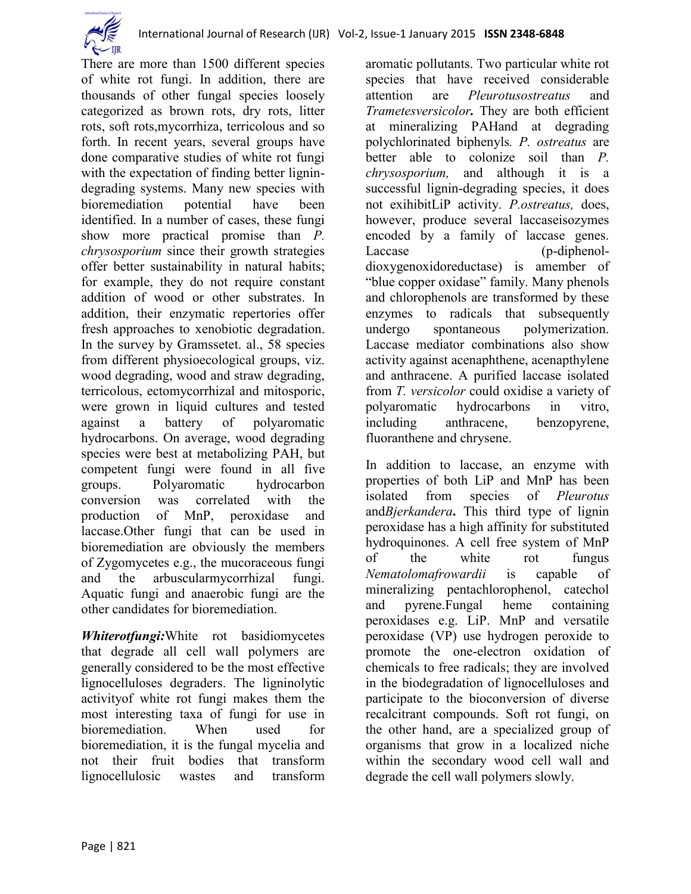There are more than 1500 different species of white rot fungi. In addition, there are thousands of other fungal species loosely categorized as brown rots, dry rots, litter rots, soft rots,mycorrhiza, terricolous and so forth. In recent years, several groups have done comparative studies of white rot fungi with the expectation of finding better lignin-degrading systems. Many new species with bioremediation potential have been identified. In a number of cases, these fungi show more practical promise than *P. chrysosporium* since their growth strategies offer better sustainability in natural habits; for example, they do not require constant addition of wood or other substrates. In addition, their enzymatic repertories offer fresh approaches to xenobiotic degradation. In the survey by Gramssetet. al., 58 species from different physioecological groups, viz. wood degrading, wood and straw degrading, terricolous, ectomycorrhizal and mitosporic, were grown in liquid cultures and tested against a battery of polyaromatic hydrocarbons. On average, wood degrading species were best at metabolizing PAH, but competent fungi were found in all five groups. Polyaromatic hydrocarbon conversion was correlated with the production of MnP, peroxidase and laccase.Other fungi that can be used in bioremediation are obviously the members of Zygomycetes e.g., the mucoraceous fungi and the arbuscularmycorrhizal fungi. Aquatic fungi and anaerobic fungi are the other candidates for bioremediation.

***Whiterotfungi:*** White rot basidiomycetes that degrade all cell wall polymers are generally considered to be the most effective lignocelluloses degraders. The ligninolytic activityof white rot fungi makes them the most interesting taxa of fungi for use in bioremediation. When used for bioremediation, it is the fungal mycelia and not their fruit bodies that transform lignocellulosic wastes and transform aromatic pollutants. Two particular white rot species that have received considerable attention are *Pleurotusostreatus* and ***Trametesversicolor*****.** They are both efficient at mineralizing PAHand at degrading polychlorinated biphenyls*. P. ostreatus* are better able to colonize soil than *P. chrysosporium,* and although it is a successful lignin-degrading species, it does not exihibitLiP activity. *P.ostreatus,* does, however, produce several laccaseisozymes encoded by a family of laccase genes. Laccase (p-diphenol-dioxygenoxidoreductase) is amember of "blue copper oxidase" family. Many phenols and chlorophenols are transformed by these enzymes to radicals that subsequently undergo spontaneous polymerization. Laccase mediator combinations also show activity against acenaphthene, acenapthylene and anthracene. A purified laccase isolated from *T. versicolor* could oxidise a variety of polyaromatic hydrocarbons in vitro, including anthracene, benzopyrene, fluoranthene and chrysene.

In addition to laccase, an enzyme with properties of both LiP and MnP has been isolated from species of *Pleurotus* and*Bjerkandera***.** This third type of lignin peroxidase has a high affinity for substituted hydroquinones. A cell free system of MnP of the white rot fungus *Nematolomafrowardii* is capable of mineralizing pentachlorophenol, catechol and pyrene.Fungal heme containing peroxidases e.g. LiP. MnP and versatile peroxidase (VP) use hydrogen peroxide to promote the one-electron oxidation of chemicals to free radicals; they are involved in the biodegradation of lignocelluloses and participate to the bioconversion of diverse recalcitrant compounds. Soft rot fungi, on the other hand, are a specialized group of organisms that grow in a localized niche within the secondary wood cell wall and degrade the cell wall polymers slowly.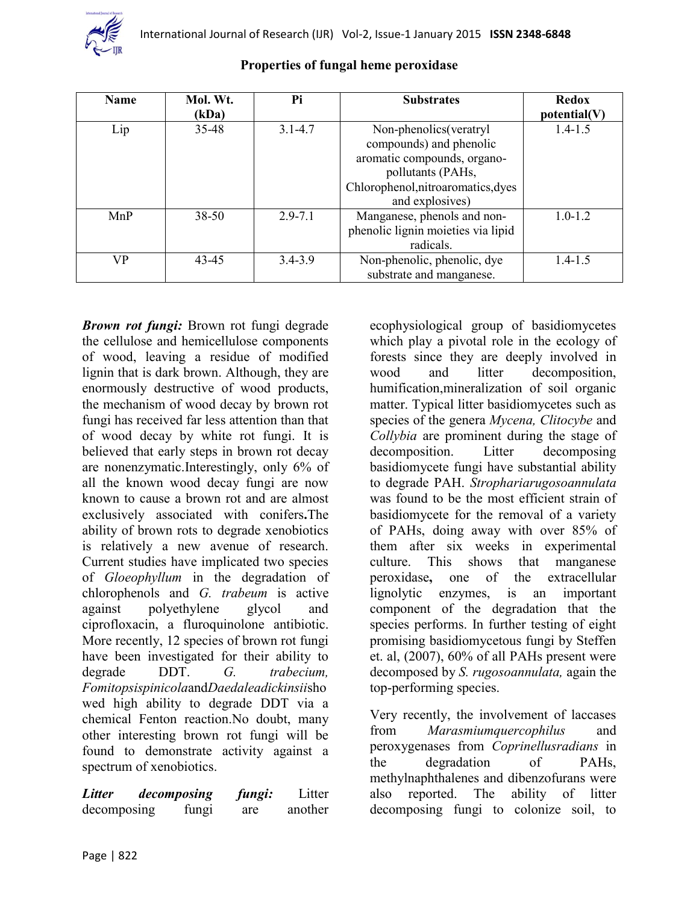**Properties of fungal heme peroxidase**

| Name | Mol. Wt. (kDa) | Pi | Substrates | Redox potential(V) |
|---|---|---|---|---|
| Lip | 35-48 | 3.1-4.7 | Non-phenolics(veratryl compounds) and phenolic aromatic compounds, organo-pollutants (PAHs, Chlorophenol,nitroaromatics,dyes and explosives) | 1.4-1.5 |
| MnP | 38-50 | 2.9-7.1 | Manganese, phenols and non-phenolic lignin moieties via lipid radicals. | 1.0-1.2 |
| VP | 43-45 | 3.4-3.9 | Non-phenolic, phenolic, dye substrate and manganese. | 1.4-1.5 |

***Brown rot fungi:*** Brown rot fungi degrade the cellulose and hemicellulose components of wood, leaving a residue of modified lignin that is dark brown. Although, they are enormously destructive of wood products, the mechanism of wood decay by brown rot fungi has received far less attention than that of wood decay by white rot fungi. It is believed that early steps in brown rot decay are nonenzymatic.Interestingly, only 6% of all the known wood decay fungi are now known to cause a brown rot and are almost exclusively associated with conifers**.**The ability of brown rots to degrade xenobiotics is relatively a new avenue of research. Current studies have implicated two species of *Gloeophyllum* in the degradation of chlorophenols and *G. trabeum* is active against polyethylene glycol and ciprofloxacin, a fluroquinolone antibiotic. More recently, 12 species of brown rot fungi have been investigated for their ability to degrade DDT. *G. trabecium, Fomitopsispinicola*and*Daedaleadickinsii*showed high ability to degrade DDT via a chemical Fenton reaction.No doubt, many other interesting brown rot fungi will be found to demonstrate activity against a spectrum of xenobiotics.

***Litter decomposing fungi:*** Litter decomposing fungi are another ecophysiological group of basidiomycetes which play a pivotal role in the ecology of forests since they are deeply involved in wood and litter decomposition, humification,mineralization of soil organic matter. Typical litter basidiomycetes such as species of the genera *Mycena, Clitocybe* and *Collybia* are prominent during the stage of decomposition. Litter decomposing basidiomycete fungi have substantial ability to degrade PAH. *Stropharia​rugosoannulata* was found to be the most efficient strain of basidiomycete for the removal of a variety of PAHs, doing away with over 85% of them after six weeks in experimental culture. This shows that manganese peroxidase**,** one of the extracellular lignolytic enzymes, is an important component of the degradation that the species performs. In further testing of eight promising basidiomycetous fungi by Steffen et. al, (2007), 60% of all PAHs present were decomposed by *S. rugosoannulata,* again the top-performing species.

Very recently, the involvement of laccases from *Marasmiumquercophilus* and peroxygenases from *Coprinellusradians* in the degradation of PAHs, methylnaphthalenes and dibenzofurans were also reported. The ability of litter decomposing fungi to colonize soil, to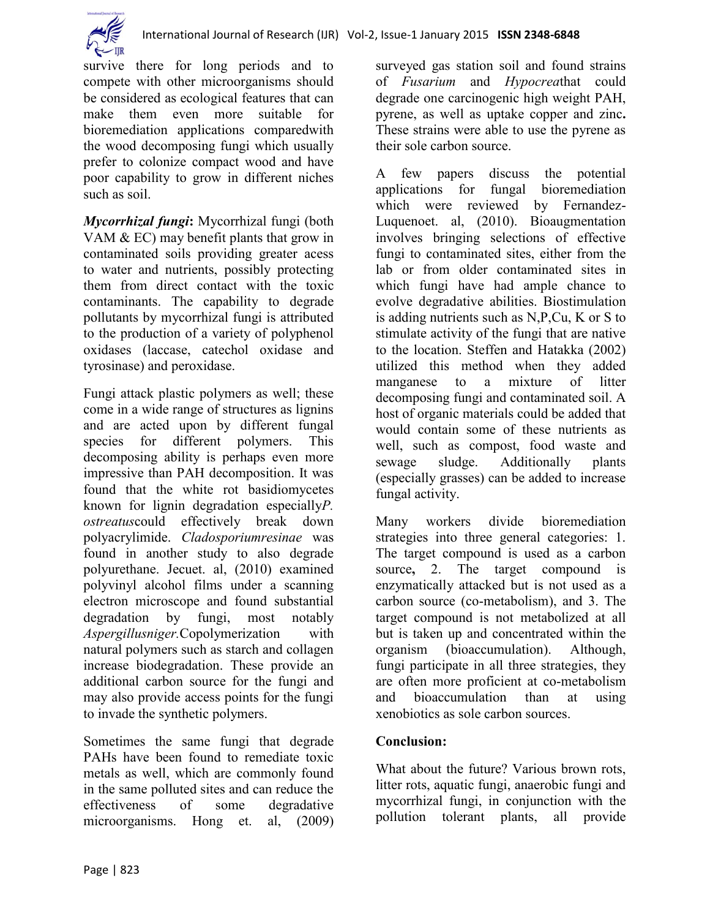survive there for long periods and to compete with other microorganisms should be considered as ecological features that can make them even more suitable for bioremediation applications comparedwith the wood decomposing fungi which usually prefer to colonize compact wood and have poor capability to grow in different niches such as soil.

***Mycorrhizal fungi*:** Mycorrhizal fungi (both VAM & EC) may benefit plants that grow in contaminated soils providing greater acess to water and nutrients, possibly protecting them from direct contact with the toxic contaminants. The capability to degrade pollutants by mycorrhizal fungi is attributed to the production of a variety of polyphenol oxidases (laccase, catechol oxidase and tyrosinase) and peroxidase.

Fungi attack plastic polymers as well; these come in a wide range of structures as lignins and are acted upon by different fungal species for different polymers. This decomposing ability is perhaps even more impressive than PAH decomposition. It was found that the white rot basidiomycetes known for lignin degradation especially*P. ostreatus*could effectively break down polyacrylimide. *Cladosporiumresinae* was found in another study to also degrade polyurethane. Jecuet. al, (2010) examined polyvinyl alcohol films under a scanning electron microscope and found substantial degradation by fungi, most notably *Aspergillusniger.*Copolymerization with natural polymers such as starch and collagen increase biodegradation. These provide an additional carbon source for the fungi and may also provide access points for the fungi to invade the synthetic polymers.

Sometimes the same fungi that degrade PAHs have been found to remediate toxic metals as well, which are commonly found in the same polluted sites and can reduce the effectiveness of some degradative microorganisms. Hong et. al, (2009) surveyed gas station soil and found strains of *Fusarium* and *Hypocrea*that could degrade one carcinogenic high weight PAH, pyrene, as well as uptake copper and zinc**.** These strains were able to use the pyrene as their sole carbon source.

A few papers discuss the potential applications for fungal bioremediation which were reviewed by Fernandez-Luquenoet. al, (2010). Bioaugmentation involves bringing selections of effective fungi to contaminated sites, either from the lab or from older contaminated sites in which fungi have had ample chance to evolve degradative abilities. Biostimulation is adding nutrients such as N,P,Cu, K or S to stimulate activity of the fungi that are native to the location. Steffen and Hatakka (2002) utilized this method when they added manganese to a mixture of litter decomposing fungi and contaminated soil. A host of organic materials could be added that would contain some of these nutrients as well, such as compost, food waste and sewage sludge. Additionally plants (especially grasses) can be added to increase fungal activity.

Many workers divide bioremediation strategies into three general categories: 1. The target compound is used as a carbon source**,** 2. The target compound is enzymatically attacked but is not used as a carbon source (co-metabolism), and 3. The target compound is not metabolized at all but is taken up and concentrated within the organism (bioaccumulation). Although, fungi participate in all three strategies, they are often more proficient at co-metabolism and bioaccumulation than at using xenobiotics as sole carbon sources.

## Conclusion:

What about the future? Various brown rots, litter rots, aquatic fungi, anaerobic fungi and mycorrhizal fungi, in conjunction with the pollution tolerant plants, all provide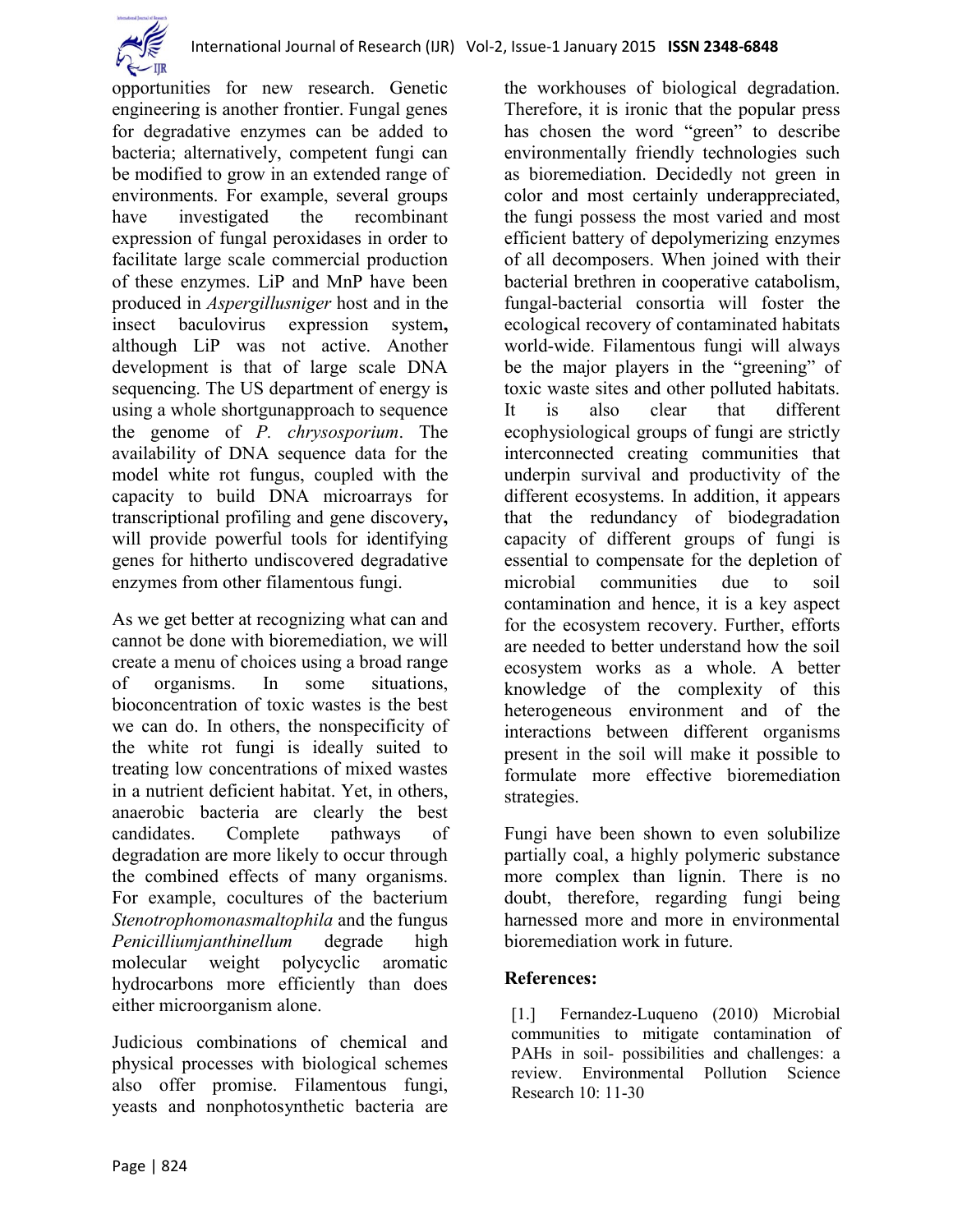opportunities for new research. Genetic engineering is another frontier. Fungal genes for degradative enzymes can be added to bacteria; alternatively, competent fungi can be modified to grow in an extended range of environments. For example, several groups have investigated the recombinant expression of fungal peroxidases in order to facilitate large scale commercial production of these enzymes. LiP and MnP have been produced in *Aspergillusniger* host and in the insect baculovirus expression system**,** although LiP was not active. Another development is that of large scale DNA sequencing. The US department of energy is using a whole shortgunapproach to sequence the genome of *P. chrysosporium*. The availability of DNA sequence data for the model white rot fungus, coupled with the capacity to build DNA microarrays for transcriptional profiling and gene discovery**,** will provide powerful tools for identifying genes for hitherto undiscovered degradative enzymes from other filamentous fungi.

As we get better at recognizing what can and cannot be done with bioremediation, we will create a menu of choices using a broad range of organisms. In some situations, bioconcentration of toxic wastes is the best we can do. In others, the nonspecificity of the white rot fungi is ideally suited to treating low concentrations of mixed wastes in a nutrient deficient habitat. Yet, in others, anaerobic bacteria are clearly the best candidates. Complete pathways of degradation are more likely to occur through the combined effects of many organisms. For example, cocultures of the bacterium *Stenotrophomonasmaltophila* and the fungus *Penicilliumjanthinellum* degrade high molecular weight polycyclic aromatic hydrocarbons more efficiently than does either microorganism alone.

Judicious combinations of chemical and physical processes with biological schemes also offer promise. Filamentous fungi, yeasts and nonphotosynthetic bacteria are the workhouses of biological degradation. Therefore, it is ironic that the popular press has chosen the word "green" to describe environmentally friendly technologies such as bioremediation. Decidedly not green in color and most certainly underappreciated, the fungi possess the most varied and most efficient battery of depolymerizing enzymes of all decomposers. When joined with their bacterial brethren in cooperative catabolism, fungal-bacterial consortia will foster the ecological recovery of contaminated habitats world-wide. Filamentous fungi will always be the major players in the "greening" of toxic waste sites and other polluted habitats. It is also clear that different ecophysiological groups of fungi are strictly interconnected creating communities that underpin survival and productivity of the different ecosystems. In addition, it appears that the redundancy of biodegradation capacity of different groups of fungi is essential to compensate for the depletion of microbial communities due to soil contamination and hence, it is a key aspect for the ecosystem recovery. Further, efforts are needed to better understand how the soil ecosystem works as a whole. A better knowledge of the complexity of this heterogeneous environment and of the interactions between different organisms present in the soil will make it possible to formulate more effective bioremediation strategies.

Fungi have been shown to even solubilize partially coal, a highly polymeric substance more complex than lignin. There is no doubt, therefore, regarding fungi being harnessed more and more in environmental bioremediation work in future.

## References:

[1.] Fernandez-Luqueno (2010) Microbial communities to mitigate contamination of PAHs in soil- possibilities and challenges: a review. Environmental Pollution Science Research 10: 11-30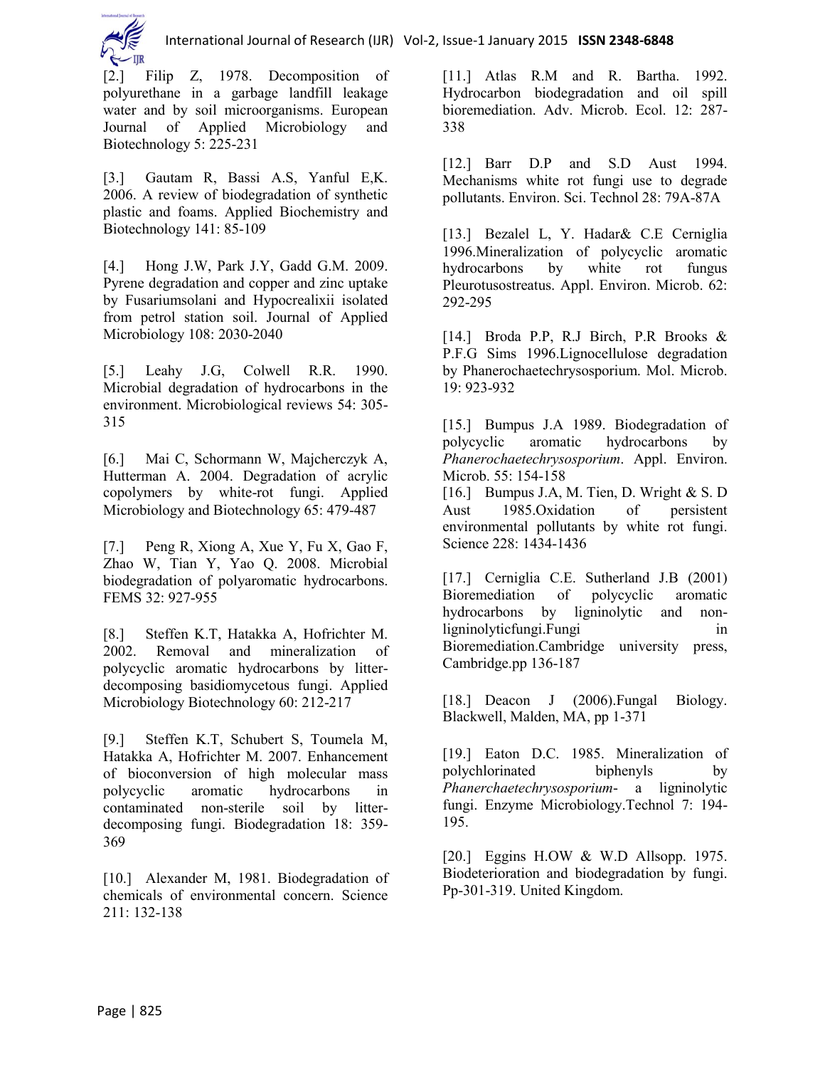[2.] Filip Z, 1978. Decomposition of polyurethane in a garbage landfill leakage water and by soil microorganisms. European Journal of Applied Microbiology and Biotechnology 5: 225-231

[3.] Gautam R, Bassi A.S, Yanful E,K. 2006. A review of biodegradation of synthetic plastic and foams. Applied Biochemistry and Biotechnology 141: 85-109

[4.] Hong J.W, Park J.Y, Gadd G.M. 2009. Pyrene degradation and copper and zinc uptake by Fusariumsolani and Hypocrealixii isolated from petrol station soil. Journal of Applied Microbiology 108: 2030-2040

[5.] Leahy J.G, Colwell R.R. 1990. Microbial degradation of hydrocarbons in the environment. Microbiological reviews 54: 305-315

[6.] Mai C, Schormann W, Majcherczyk A, Hutterman A. 2004. Degradation of acrylic copolymers by white-rot fungi. Applied Microbiology and Biotechnology 65: 479-487

[7.] Peng R, Xiong A, Xue Y, Fu X, Gao F, Zhao W, Tian Y, Yao Q. 2008. Microbial biodegradation of polyaromatic hydrocarbons. FEMS 32: 927-955

[8.] Steffen K.T, Hatakka A, Hofrichter M. 2002. Removal and mineralization of polycyclic aromatic hydrocarbons by litter-decomposing basidiomycetous fungi. Applied Microbiology Biotechnology 60: 212-217

[9.] Steffen K.T, Schubert S, Toumela M, Hatakka A, Hofrichter M. 2007. Enhancement of bioconversion of high molecular mass polycyclic aromatic hydrocarbons in contaminated non-sterile soil by litter-decomposing fungi. Biodegradation 18: 359-369

[10.] Alexander M, 1981. Biodegradation of chemicals of environmental concern. Science 211: 132-138

[11.] Atlas R.M and R. Bartha. 1992. Hydrocarbon biodegradation and oil spill bioremediation. Adv. Microb. Ecol. 12: 287-338

[12.] Barr D.P and S.D Aust 1994. Mechanisms white rot fungi use to degrade pollutants. Environ. Sci. Technol 28: 79A-87A

[13.] Bezalel L, Y. Hadar& C.E Cerniglia 1996.Mineralization of polycyclic aromatic hydrocarbons by white rot fungus Pleurotusostreatus. Appl. Environ. Microb. 62: 292-295

[14.] Broda P.P, R.J Birch, P.R Brooks & P.F.G Sims 1996.Lignocellulose degradation by Phanerochaetechrysosporium. Mol. Microb. 19: 923-932

[15.] Bumpus J.A 1989. Biodegradation of polycyclic aromatic hydrocarbons by *Phanerochaetechrysosporium*. Appl. Environ. Microb. 55: 154-158

[16.] Bumpus J.A, M. Tien, D. Wright & S. D Aust 1985.Oxidation of persistent environmental pollutants by white rot fungi. Science 228: 1434-1436

[17.] Cerniglia C.E. Sutherland J.B (2001) Bioremediation of polycyclic aromatic hydrocarbons by ligninolytic and non-ligninolyticfungi.Fungi in Bioremediation.Cambridge university press, Cambridge.pp 136-187

[18.] Deacon J (2006).Fungal Biology. Blackwell, Malden, MA, pp 1-371

[19.] Eaton D.C. 1985. Mineralization of polychlorinated biphenyls by *Phanerchaetechrysosporium*- a ligninolytic fungi. Enzyme Microbiology.Technol 7: 194-195.

[20.] Eggins H.OW & W.D Allsopp. 1975. Biodeterioration and biodegradation by fungi. Pp-301-319. United Kingdom.